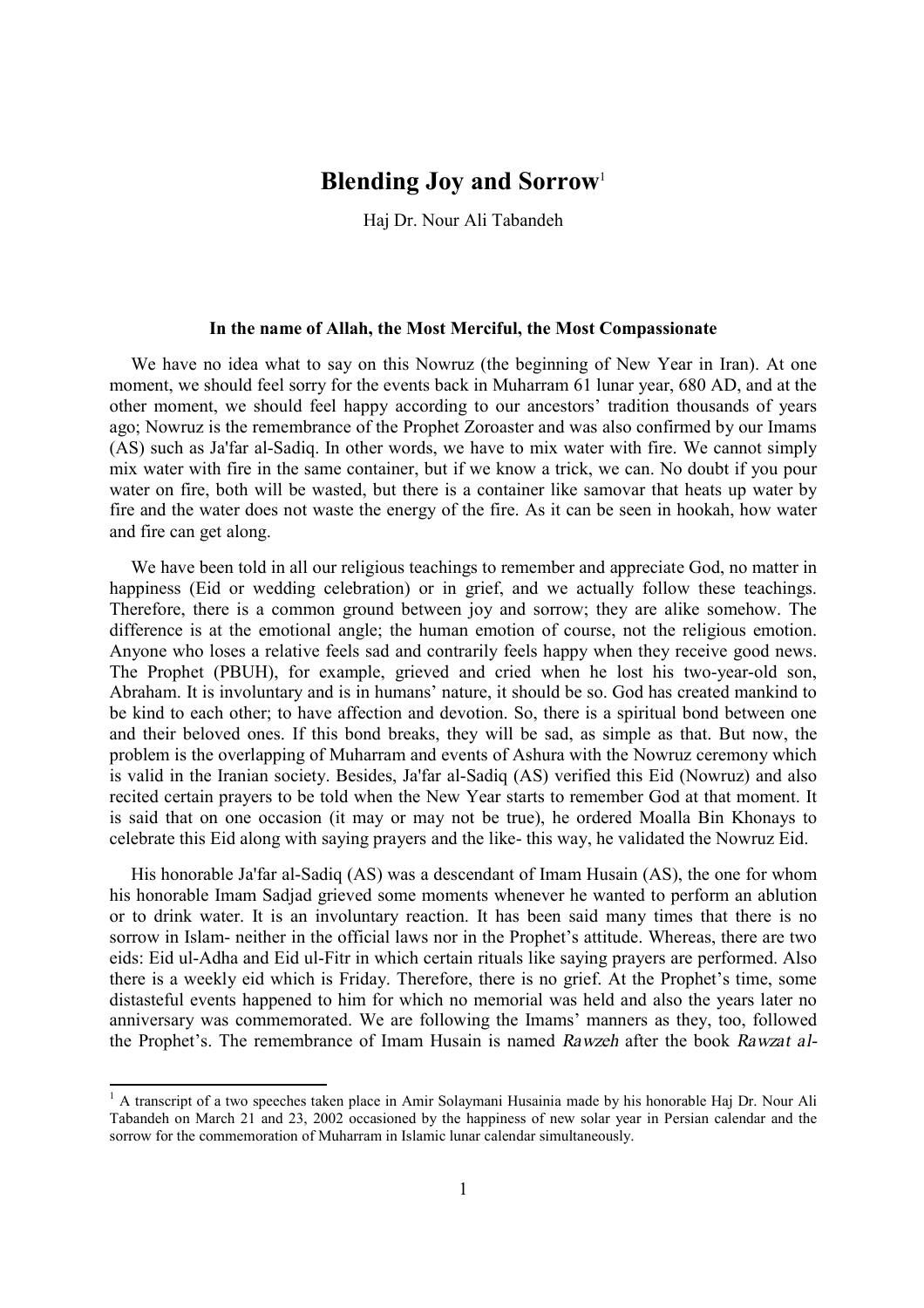# Blending Joy and Sorrow[1]

Haj Dr. Nour Ali Tabandeh

**In the name of Allah, the Most Merciful, the Most Compassionate**

We have no idea what to say on this Nowruz (the beginning of New Year in Iran). At one moment, we should feel sorry for the events back in Muharram 61 lunar year, 680 AD, and at the other moment, we should feel happy according to our ancestors' tradition thousands of years ago; Nowruz is the remembrance of the Prophet Zoroaster and was also confirmed by our Imams (AS) such as Ja'far al-Sadiq. In other words, we have to mix water with fire. We cannot simply mix water with fire in the same container, but if we know a trick, we can. No doubt if you pour water on fire, both will be wasted, but there is a container like samovar that heats up water by fire and the water does not waste the energy of the fire. As it can be seen in hookah, how water and fire can get along.

We have been told in all our religious teachings to remember and appreciate God, no matter in happiness (Eid or wedding celebration) or in grief, and we actually follow these teachings. Therefore, there is a common ground between joy and sorrow; they are alike somehow. The difference is at the emotional angle; the human emotion of course, not the religious emotion. Anyone who loses a relative feels sad and contrarily feels happy when they receive good news. The Prophet (PBUH), for example, grieved and cried when he lost his two-year-old son, Abraham. It is involuntary and is in humans' nature, it should be so. God has created mankind to be kind to each other; to have affection and devotion. So, there is a spiritual bond between one and their beloved ones. If this bond breaks, they will be sad, as simple as that. But now, the problem is the overlapping of Muharram and events of Ashura with the Nowruz ceremony which is valid in the Iranian society. Besides, Ja'far al-Sadiq (AS) verified this Eid (Nowruz) and also recited certain prayers to be told when the New Year starts to remember God at that moment. It is said that on one occasion (it may or may not be true), he ordered Moalla Bin Khonays to celebrate this Eid along with saying prayers and the like- this way, he validated the Nowruz Eid.

His honorable Ja'far al-Sadiq (AS) was a descendant of Imam Husain (AS), the one for whom his honorable Imam Sadjad grieved some moments whenever he wanted to perform an ablution or to drink water. It is an involuntary reaction. It has been said many times that there is no sorrow in Islam- neither in the official laws nor in the Prophet's attitude. Whereas, there are two eids: Eid ul-Adha and Eid ul-Fitr in which certain rituals like saying prayers are performed. Also there is a weekly eid which is Friday. Therefore, there is no grief. At the Prophet's time, some distasteful events happened to him for which no memorial was held and also the years later no anniversary was commemorated. We are following the Imams' manners as they, too, followed the Prophet's. The remembrance of Imam Husain is named *Rawzeh* after the book *Rawzat al-*

---

[1] A transcript of a two speeches taken place in Amir Solaymani Husainia made by his honorable Haj Dr. Nour Ali Tabandeh on March 21 and 23, 2002 occasioned by the happiness of new solar year in Persian calendar and the sorrow for the commemoration of Muharram in Islamic lunar calendar simultaneously.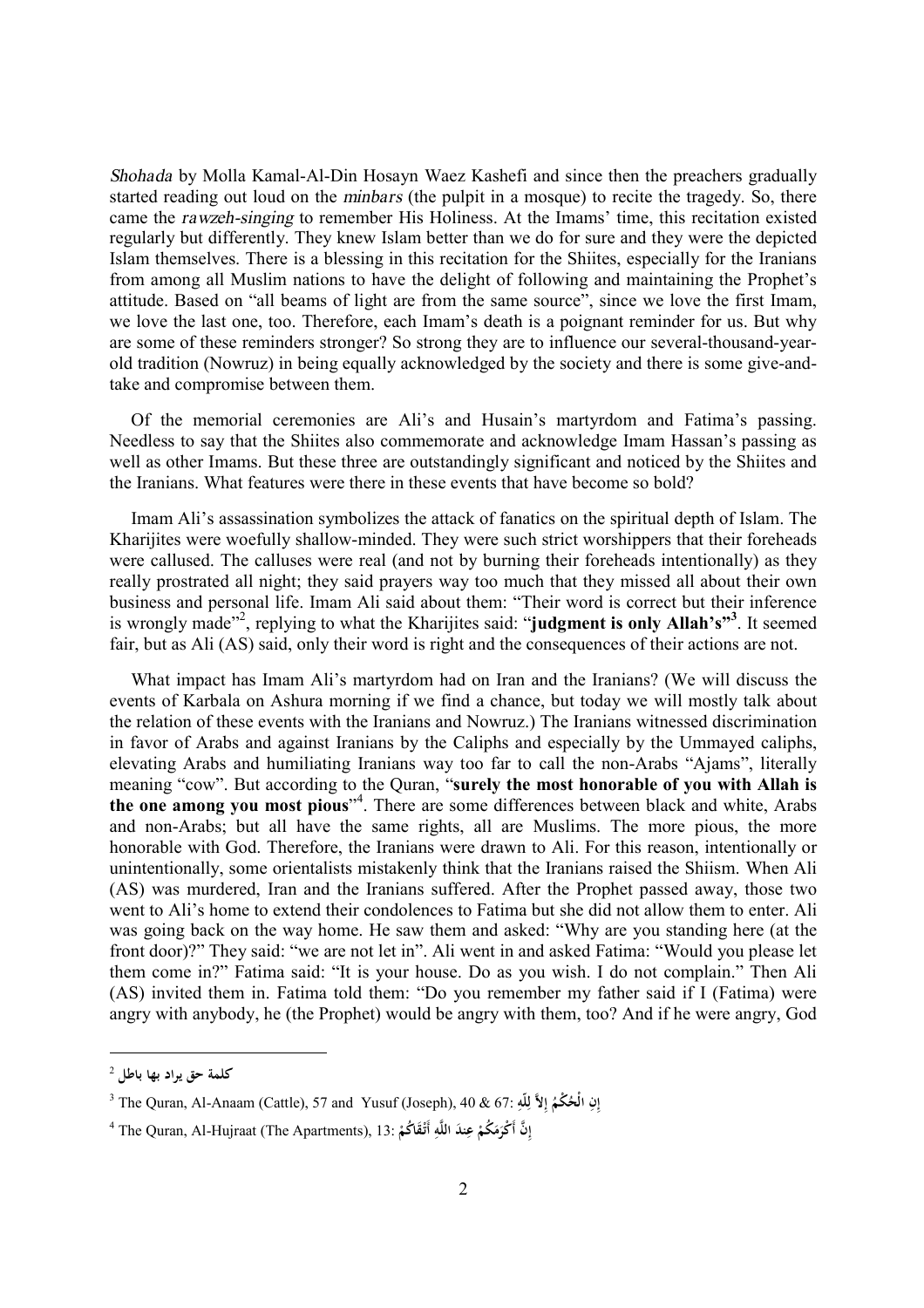*Shohada* by Molla Kamal-Al-Din Hosayn Waez Kashefi and since then the preachers gradually started reading out loud on the *minbars* (the pulpit in a mosque) to recite the tragedy. So, there came the *rawzeh-singing* to remember His Holiness. At the Imams' time, this recitation existed regularly but differently. They knew Islam better than we do for sure and they were the depicted Islam themselves. There is a blessing in this recitation for the Shiites, especially for the Iranians from among all Muslim nations to have the delight of following and maintaining the Prophet's attitude. Based on "all beams of light are from the same source", since we love the first Imam, we love the last one, too. Therefore, each Imam's death is a poignant reminder for us. But why are some of these reminders stronger? So strong they are to influence our several-thousand-year-old tradition (Nowruz) in being equally acknowledged by the society and there is some give-and-take and compromise between them.

Of the memorial ceremonies are Ali's and Husain's martyrdom and Fatima's passing. Needless to say that the Shiites also commemorate and acknowledge Imam Hassan's passing as well as other Imams. But these three are outstandingly significant and noticed by the Shiites and the Iranians. What features were there in these events that have become so bold?

Imam Ali's assassination symbolizes the attack of fanatics on the spiritual depth of Islam. The Kharijites were woefully shallow-minded. They were such strict worshippers that their foreheads were callused. The calluses were real (and not by burning their foreheads intentionally) as they really prostrated all night; they said prayers way too much that they missed all about their own business and personal life. Imam Ali said about them: "Their word is correct but their inference is wrongly made"[2], replying to what the Kharijites said: "**judgment is only Allah's**"[3]. It seemed fair, but as Ali (AS) said, only their word is right and the consequences of their actions are not.

What impact has Imam Ali's martyrdom had on Iran and the Iranians? (We will discuss the events of Karbala on Ashura morning if we find a chance, but today we will mostly talk about the relation of these events with the Iranians and Nowruz.) The Iranians witnessed discrimination in favor of Arabs and against Iranians by the Caliphs and especially by the Ummayed caliphs, elevating Arabs and humiliating Iranians way too far to call the non-Arabs "Ajams", literally meaning "cow". But according to the Quran, "**surely the most honorable of you with Allah is the one among you most pious**"[4]. There are some differences between black and white, Arabs and non-Arabs; but all have the same rights, all are Muslims. The more pious, the more honorable with God. Therefore, the Iranians were drawn to Ali. For this reason, intentionally or unintentionally, some orientalists mistakenly think that the Iranians raised the Shiism. When Ali (AS) was murdered, Iran and the Iranians suffered. After the Prophet passed away, those two went to Ali's home to extend their condolences to Fatima but she did not allow them to enter. Ali was going back on the way home. He saw them and asked: "Why are you standing here (at the front door)?" They said: "we are not let in". Ali went in and asked Fatima: "Would you please let them come in?" Fatima said: "It is your house. Do as you wish. I do not complain." Then Ali (AS) invited them in. Fatima told them: "Do you remember my father said if I (Fatima) were angry with anybody, he (the Prophet) would be angry with them, too? And if he were angry, God

---

[2] كلمة حق يراد بها باطل

[3] The Quran, Al-Anaam (Cattle), 57 and Yusuf (Joseph), 40 & 67: إِنِ الْحُكْمُ إِلاَّ لِلّهِ

[4] The Quran, Al-Hujraat (The Apartments), 13: إِنَّ أَكْرَمَكُمْ عِندَ اللَّهِ أَتْقَاكُمْ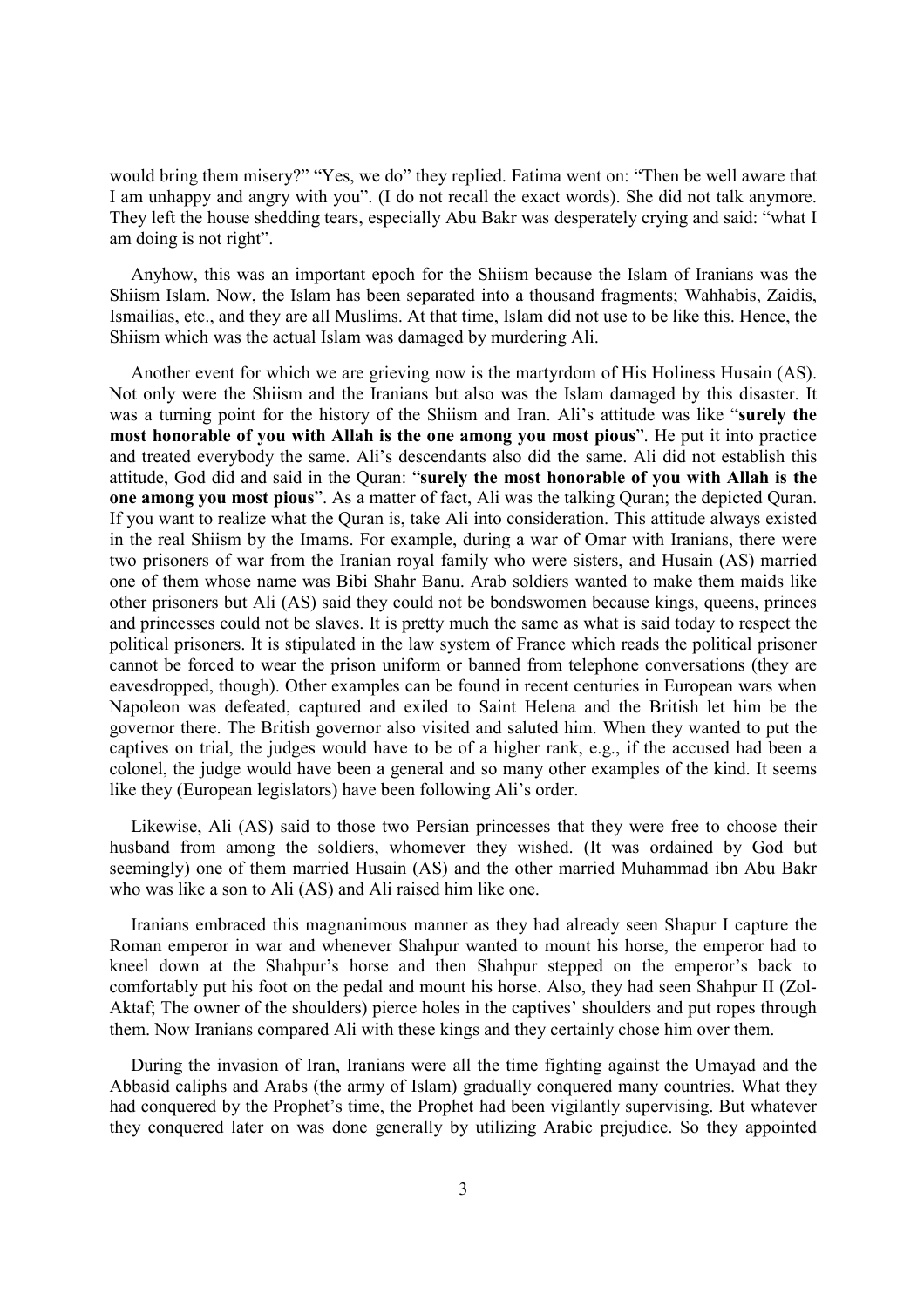would bring them misery?" "Yes, we do" they replied. Fatima went on: "Then be well aware that I am unhappy and angry with you". (I do not recall the exact words). She did not talk anymore. They left the house shedding tears, especially Abu Bakr was desperately crying and said: "what I am doing is not right".

Anyhow, this was an important epoch for the Shiism because the Islam of Iranians was the Shiism Islam. Now, the Islam has been separated into a thousand fragments; Wahhabis, Zaidis, Ismailias, etc., and they are all Muslims. At that time, Islam did not use to be like this. Hence, the Shiism which was the actual Islam was damaged by murdering Ali.

Another event for which we are grieving now is the martyrdom of His Holiness Husain (AS). Not only were the Shiism and the Iranians but also was the Islam damaged by this disaster. It was a turning point for the history of the Shiism and Iran. Ali's attitude was like "**surely the most honorable of you with Allah is the one among you most pious**". He put it into practice and treated everybody the same. Ali's descendants also did the same. Ali did not establish this attitude, God did and said in the Quran: "**surely the most honorable of you with Allah is the one among you most pious**". As a matter of fact, Ali was the talking Quran; the depicted Quran. If you want to realize what the Quran is, take Ali into consideration. This attitude always existed in the real Shiism by the Imams. For example, during a war of Omar with Iranians, there were two prisoners of war from the Iranian royal family who were sisters, and Husain (AS) married one of them whose name was Bibi Shahr Banu. Arab soldiers wanted to make them maids like other prisoners but Ali (AS) said they could not be bondswomen because kings, queens, princes and princesses could not be slaves. It is pretty much the same as what is said today to respect the political prisoners. It is stipulated in the law system of France which reads the political prisoner cannot be forced to wear the prison uniform or banned from telephone conversations (they are eavesdropped, though). Other examples can be found in recent centuries in European wars when Napoleon was defeated, captured and exiled to Saint Helena and the British let him be the governor there. The British governor also visited and saluted him. When they wanted to put the captives on trial, the judges would have to be of a higher rank, e.g., if the accused had been a colonel, the judge would have been a general and so many other examples of the kind. It seems like they (European legislators) have been following Ali's order.

Likewise, Ali (AS) said to those two Persian princesses that they were free to choose their husband from among the soldiers, whomever they wished. (It was ordained by God but seemingly) one of them married Husain (AS) and the other married Muhammad ibn Abu Bakr who was like a son to Ali (AS) and Ali raised him like one.

Iranians embraced this magnanimous manner as they had already seen Shapur I capture the Roman emperor in war and whenever Shahpur wanted to mount his horse, the emperor had to kneel down at the Shahpur's horse and then Shahpur stepped on the emperor's back to comfortably put his foot on the pedal and mount his horse. Also, they had seen Shahpur II (Zol-Aktaf; The owner of the shoulders) pierce holes in the captives' shoulders and put ropes through them. Now Iranians compared Ali with these kings and they certainly chose him over them.

During the invasion of Iran, Iranians were all the time fighting against the Umayad and the Abbasid caliphs and Arabs (the army of Islam) gradually conquered many countries. What they had conquered by the Prophet's time, the Prophet had been vigilantly supervising. But whatever they conquered later on was done generally by utilizing Arabic prejudice. So they appointed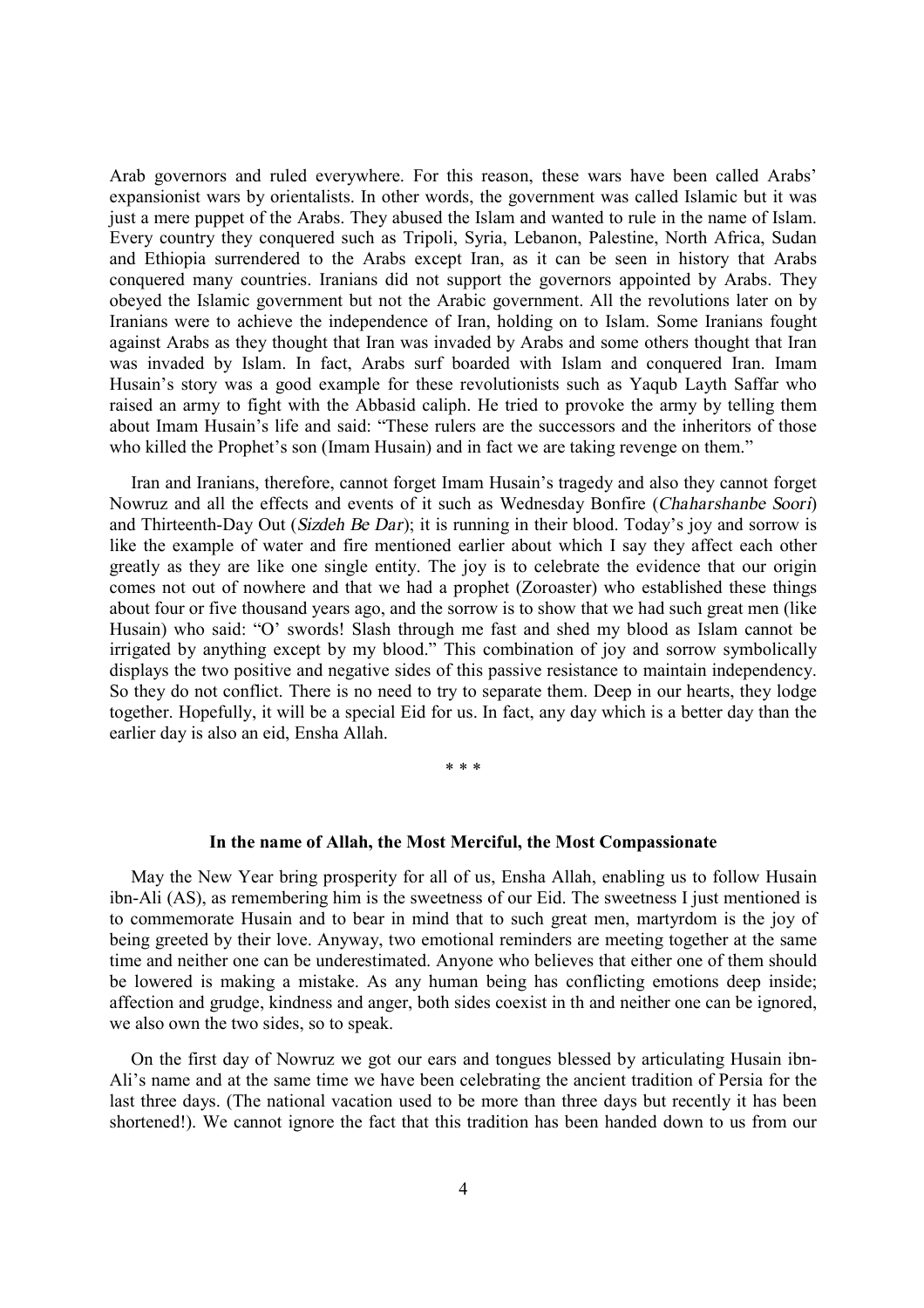Arab governors and ruled everywhere. For this reason, these wars have been called Arabs' expansionist wars by orientalists. In other words, the government was called Islamic but it was just a mere puppet of the Arabs. They abused the Islam and wanted to rule in the name of Islam. Every country they conquered such as Tripoli, Syria, Lebanon, Palestine, North Africa, Sudan and Ethiopia surrendered to the Arabs except Iran, as it can be seen in history that Arabs conquered many countries. Iranians did not support the governors appointed by Arabs. They obeyed the Islamic government but not the Arabic government. All the revolutions later on by Iranians were to achieve the independence of Iran, holding on to Islam. Some Iranians fought against Arabs as they thought that Iran was invaded by Arabs and some others thought that Iran was invaded by Islam. In fact, Arabs surf boarded with Islam and conquered Iran. Imam Husain's story was a good example for these revolutionists such as Yaqub Layth Saffar who raised an army to fight with the Abbasid caliph. He tried to provoke the army by telling them about Imam Husain's life and said: "These rulers are the successors and the inheritors of those who killed the Prophet's son (Imam Husain) and in fact we are taking revenge on them."

Iran and Iranians, therefore, cannot forget Imam Husain's tragedy and also they cannot forget Nowruz and all the effects and events of it such as Wednesday Bonfire (*Chaharshanbe Soori*) and Thirteenth-Day Out (*Sizdeh Be Dar*); it is running in their blood. Today's joy and sorrow is like the example of water and fire mentioned earlier about which I say they affect each other greatly as they are like one single entity. The joy is to celebrate the evidence that our origin comes not out of nowhere and that we had a prophet (Zoroaster) who established these things about four or five thousand years ago, and the sorrow is to show that we had such great men (like Husain) who said: "O' swords! Slash through me fast and shed my blood as Islam cannot be irrigated by anything except by my blood." This combination of joy and sorrow symbolically displays the two positive and negative sides of this passive resistance to maintain independency. So they do not conflict. There is no need to try to separate them. Deep in our hearts, they lodge together. Hopefully, it will be a special Eid for us. In fact, any day which is a better day than the earlier day is also an eid, Ensha Allah.

\* \* \*

**In the name of Allah, the Most Merciful, the Most Compassionate**

May the New Year bring prosperity for all of us, Ensha Allah, enabling us to follow Husain ibn-Ali (AS), as remembering him is the sweetness of our Eid. The sweetness I just mentioned is to commemorate Husain and to bear in mind that to such great men, martyrdom is the joy of being greeted by their love. Anyway, two emotional reminders are meeting together at the same time and neither one can be underestimated. Anyone who believes that either one of them should be lowered is making a mistake. As any human being has conflicting emotions deep inside; affection and grudge, kindness and anger, both sides coexist in th and neither one can be ignored, we also own the two sides, so to speak.

On the first day of Nowruz we got our ears and tongues blessed by articulating Husain ibn-Ali's name and at the same time we have been celebrating the ancient tradition of Persia for the last three days. (The national vacation used to be more than three days but recently it has been shortened!). We cannot ignore the fact that this tradition has been handed down to us from our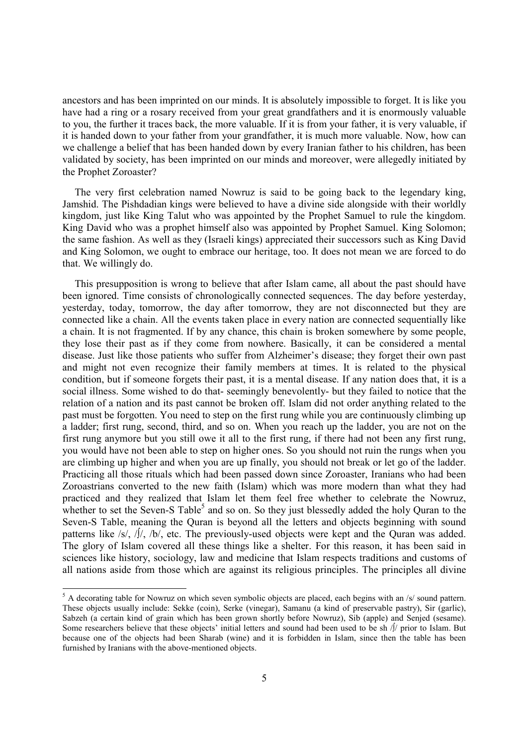ancestors and has been imprinted on our minds. It is absolutely impossible to forget. It is like you have had a ring or a rosary received from your great grandfathers and it is enormously valuable to you, the further it traces back, the more valuable. If it is from your father, it is very valuable, if it is handed down to your father from your grandfather, it is much more valuable. Now, how can we challenge a belief that has been handed down by every Iranian father to his children, has been validated by society, has been imprinted on our minds and moreover, were allegedly initiated by the Prophet Zoroaster?

The very first celebration named Nowruz is said to be going back to the legendary king, Jamshid. The Pishdadian kings were believed to have a divine side alongside with their worldly kingdom, just like King Talut who was appointed by the Prophet Samuel to rule the kingdom. King David who was a prophet himself also was appointed by Prophet Samuel. King Solomon; the same fashion. As well as they (Israeli kings) appreciated their successors such as King David and King Solomon, we ought to embrace our heritage, too. It does not mean we are forced to do that. We willingly do.

This presupposition is wrong to believe that after Islam came, all about the past should have been ignored. Time consists of chronologically connected sequences. The day before yesterday, yesterday, today, tomorrow, the day after tomorrow, they are not disconnected but they are connected like a chain. All the events taken place in every nation are connected sequentially like a chain. It is not fragmented. If by any chance, this chain is broken somewhere by some people, they lose their past as if they come from nowhere. Basically, it can be considered a mental disease. Just like those patients who suffer from Alzheimer's disease; they forget their own past and might not even recognize their family members at times. It is related to the physical condition, but if someone forgets their past, it is a mental disease. If any nation does that, it is a social illness. Some wished to do that- seemingly benevolently- but they failed to notice that the relation of a nation and its past cannot be broken off. Islam did not order anything related to the past must be forgotten. You need to step on the first rung while you are continuously climbing up a ladder; first rung, second, third, and so on. When you reach up the ladder, you are not on the first rung anymore but you still owe it all to the first rung, if there had not been any first rung, you would have not been able to step on higher ones. So you should not ruin the rungs when you are climbing up higher and when you are up finally, you should not break or let go of the ladder. Practicing all those rituals which had been passed down since Zoroaster, Iranians who had been Zoroastrians converted to the new faith (Islam) which was more modern than what they had practiced and they realized that Islam let them feel free whether to celebrate the Nowruz, whether to set the Seven-S Table[5] and so on. So they just blessedly added the holy Quran to the Seven-S Table, meaning the Quran is beyond all the letters and objects beginning with sound patterns like /s/, /ʃ/, /b/, etc. The previously-used objects were kept and the Quran was added. The glory of Islam covered all these things like a shelter. For this reason, it has been said in sciences like history, sociology, law and medicine that Islam respects traditions and customs of all nations aside from those which are against its religious principles. The principles all divine

[5] A decorating table for Nowruz on which seven symbolic objects are placed, each begins with an /s/ sound pattern. These objects usually include: Sekke (coin), Serke (vinegar), Samanu (a kind of preservable pastry), Sir (garlic), Sabzeh (a certain kind of grain which has been grown shortly before Nowruz), Sib (apple) and Senjed (sesame). Some researchers believe that these objects' initial letters and sound had been used to be sh /ʃ/ prior to Islam. But because one of the objects had been Sharab (wine) and it is forbidden in Islam, since then the table has been furnished by Iranians with the above-mentioned objects.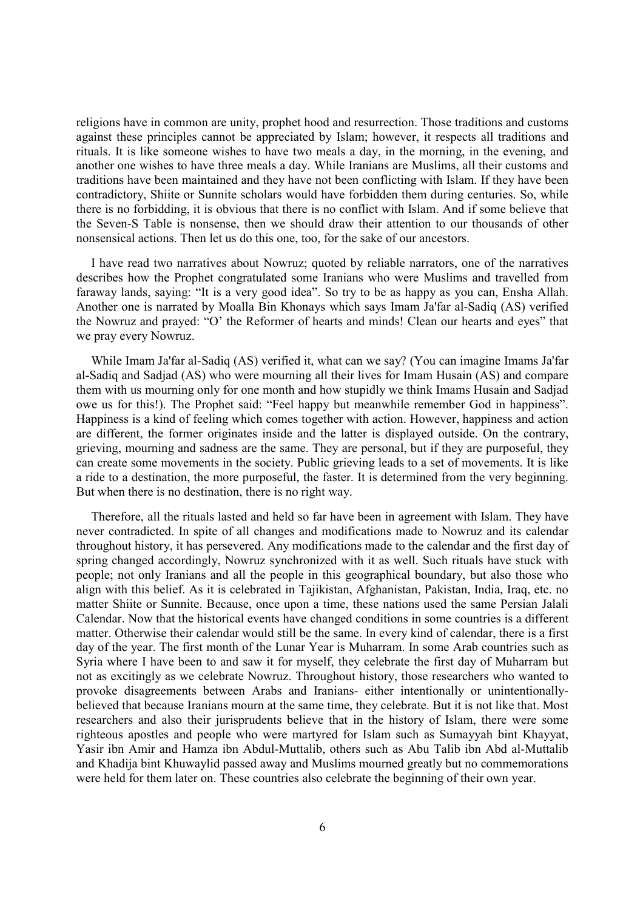religions have in common are unity, prophet hood and resurrection. Those traditions and customs against these principles cannot be appreciated by Islam; however, it respects all traditions and rituals. It is like someone wishes to have two meals a day, in the morning, in the evening, and another one wishes to have three meals a day. While Iranians are Muslims, all their customs and traditions have been maintained and they have not been conflicting with Islam. If they have been contradictory, Shiite or Sunnite scholars would have forbidden them during centuries. So, while there is no forbidding, it is obvious that there is no conflict with Islam. And if some believe that the Seven-S Table is nonsense, then we should draw their attention to our thousands of other nonsensical actions. Then let us do this one, too, for the sake of our ancestors.

I have read two narratives about Nowruz; quoted by reliable narrators, one of the narratives describes how the Prophet congratulated some Iranians who were Muslims and travelled from faraway lands, saying: "It is a very good idea". So try to be as happy as you can, Ensha Allah. Another one is narrated by Moalla Bin Khonays which says Imam Ja'far al-Sadiq (AS) verified the Nowruz and prayed: "O' the Reformer of hearts and minds! Clean our hearts and eyes" that we pray every Nowruz.

While Imam Ja'far al-Sadiq (AS) verified it, what can we say? (You can imagine Imams Ja'far al-Sadiq and Sadjad (AS) who were mourning all their lives for Imam Husain (AS) and compare them with us mourning only for one month and how stupidly we think Imams Husain and Sadjad owe us for this!). The Prophet said: "Feel happy but meanwhile remember God in happiness". Happiness is a kind of feeling which comes together with action. However, happiness and action are different, the former originates inside and the latter is displayed outside. On the contrary, grieving, mourning and sadness are the same. They are personal, but if they are purposeful, they can create some movements in the society. Public grieving leads to a set of movements. It is like a ride to a destination, the more purposeful, the faster. It is determined from the very beginning. But when there is no destination, there is no right way.

Therefore, all the rituals lasted and held so far have been in agreement with Islam. They have never contradicted. In spite of all changes and modifications made to Nowruz and its calendar throughout history, it has persevered. Any modifications made to the calendar and the first day of spring changed accordingly, Nowruz synchronized with it as well. Such rituals have stuck with people; not only Iranians and all the people in this geographical boundary, but also those who align with this belief. As it is celebrated in Tajikistan, Afghanistan, Pakistan, India, Iraq, etc. no matter Shiite or Sunnite. Because, once upon a time, these nations used the same Persian Jalali Calendar. Now that the historical events have changed conditions in some countries is a different matter. Otherwise their calendar would still be the same. In every kind of calendar, there is a first day of the year. The first month of the Lunar Year is Muharram. In some Arab countries such as Syria where I have been to and saw it for myself, they celebrate the first day of Muharram but not as excitingly as we celebrate Nowruz. Throughout history, those researchers who wanted to provoke disagreements between Arabs and Iranians- either intentionally or unintentionally- believed that because Iranians mourn at the same time, they celebrate. But it is not like that. Most researchers and also their jurisprudents believe that in the history of Islam, there were some righteous apostles and people who were martyred for Islam such as Sumayyah bint Khayyat, Yasir ibn Amir and Hamza ibn Abdul-Muttalib, others such as Abu Talib ibn Abd al-Muttalib and Khadija bint Khuwaylid passed away and Muslims mourned greatly but no commemorations were held for them later on. These countries also celebrate the beginning of their own year.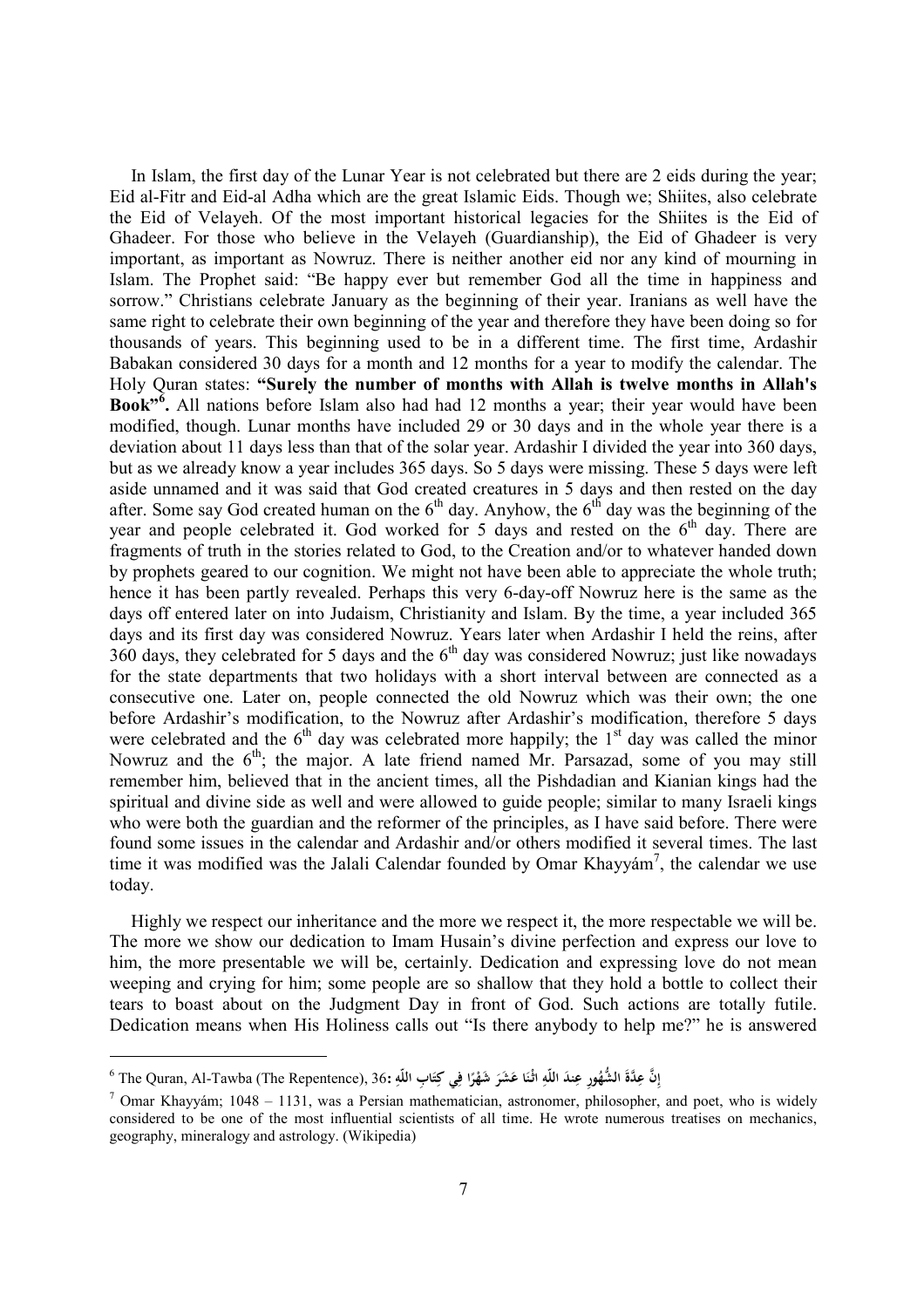In Islam, the first day of the Lunar Year is not celebrated but there are 2 eids during the year; Eid al-Fitr and Eid-al Adha which are the great Islamic Eids. Though we; Shiites, also celebrate the Eid of Velayeh. Of the most important historical legacies for the Shiites is the Eid of Ghadeer. For those who believe in the Velayeh (Guardianship), the Eid of Ghadeer is very important, as important as Nowruz. There is neither another eid nor any kind of mourning in Islam. The Prophet said: "Be happy ever but remember God all the time in happiness and sorrow." Christians celebrate January as the beginning of their year. Iranians as well have the same right to celebrate their own beginning of the year and therefore they have been doing so for thousands of years. This beginning used to be in a different time. The first time, Ardashir Babakan considered 30 days for a month and 12 months for a year to modify the calendar. The Holy Quran states: **"Surely the number of months with Allah is twelve months in Allah's Book"[6].** All nations before Islam also had had 12 months a year; their year would have been modified, though. Lunar months have included 29 or 30 days and in the whole year there is a deviation about 11 days less than that of the solar year. Ardashir I divided the year into 360 days, but as we already know a year includes 365 days. So 5 days were missing. These 5 days were left aside unnamed and it was said that God created creatures in 5 days and then rested on the day after. Some say God created human on the 6th day. Anyhow, the 6th day was the beginning of the year and people celebrated it. God worked for 5 days and rested on the 6th day. There are fragments of truth in the stories related to God, to the Creation and/or to whatever handed down by prophets geared to our cognition. We might not have been able to appreciate the whole truth; hence it has been partly revealed. Perhaps this very 6-day-off Nowruz here is the same as the days off entered later on into Judaism, Christianity and Islam. By the time, a year included 365 days and its first day was considered Nowruz. Years later when Ardashir I held the reins, after 360 days, they celebrated for 5 days and the 6th day was considered Nowruz; just like nowadays for the state departments that two holidays with a short interval between are connected as a consecutive one. Later on, people connected the old Nowruz which was their own; the one before Ardashir's modification, to the Nowruz after Ardashir's modification, therefore 5 days were celebrated and the 6th day was celebrated more happily; the 1st day was called the minor Nowruz and the 6th; the major. A late friend named Mr. Parsazad, some of you may still remember him, believed that in the ancient times, all the Pishdadian and Kianian kings had the spiritual and divine side as well and were allowed to guide people; similar to many Israeli kings who were both the guardian and the reformer of the principles, as I have said before. There were found some issues in the calendar and Ardashir and/or others modified it several times. The last time it was modified was the Jalali Calendar founded by Omar Khayyám[7], the calendar we use today.

Highly we respect our inheritance and the more we respect it, the more respectable we will be. The more we show our dedication to Imam Husain's divine perfection and express our love to him, the more presentable we will be, certainly. Dedication and expressing love do not mean weeping and crying for him; some people are so shallow that they hold a bottle to collect their tears to boast about on the Judgment Day in front of God. Such actions are totally futile. Dedication means when His Holiness calls out "Is there anybody to help me?" he is answered

---

[6] The Quran, Al-Tawba (The Repentence), 36: **إِنَّ عِدَّةَ الشُّهُورِ عِندَ اللَّهِ اثْنَا عَشَرَ شَهْرًا فِي كِتَابِ اللَّهِ**

[7] Omar Khayyám; 1048 – 1131, was a Persian mathematician, astronomer, philosopher, and poet, who is widely considered to be one of the most influential scientists of all time. He wrote numerous treatises on mechanics, geography, mineralogy and astrology. (Wikipedia)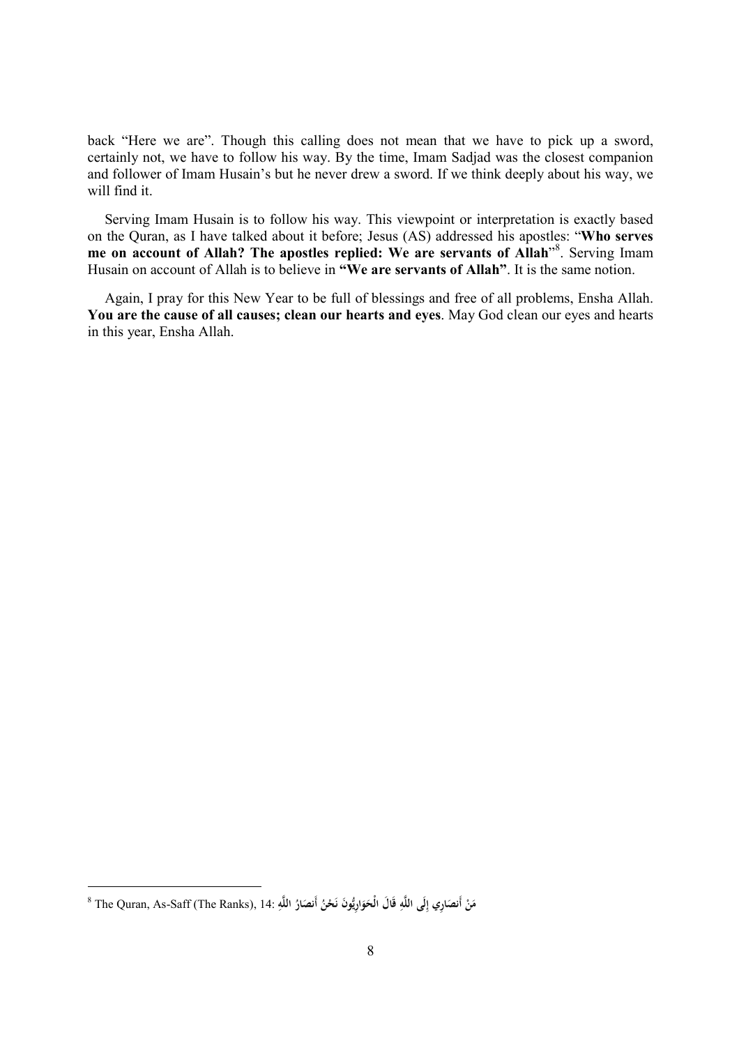back "Here we are". Though this calling does not mean that we have to pick up a sword, certainly not, we have to follow his way. By the time, Imam Sadjad was the closest companion and follower of Imam Husain's but he never drew a sword. If we think deeply about his way, we will find it.

Serving Imam Husain is to follow his way. This viewpoint or interpretation is exactly based on the Quran, as I have talked about it before; Jesus (AS) addressed his apostles: "**Who serves me on account of Allah? The apostles replied: We are servants of Allah**"[8]. Serving Imam Husain on account of Allah is to believe in **"We are servants of Allah"**. It is the same notion.

Again, I pray for this New Year to be full of blessings and free of all problems, Ensha Allah. **You are the cause of all causes; clean our hearts and eyes**. May God clean our eyes and hearts in this year, Ensha Allah.

---

[8] The Quran, As-Saff (The Ranks), 14: **مَنْ أَنصَارِي إِلَى اللَّهِ قَالَ الْحَوَارِيُّونَ نَحْنُ أَنصَارُ اللَّهِ**